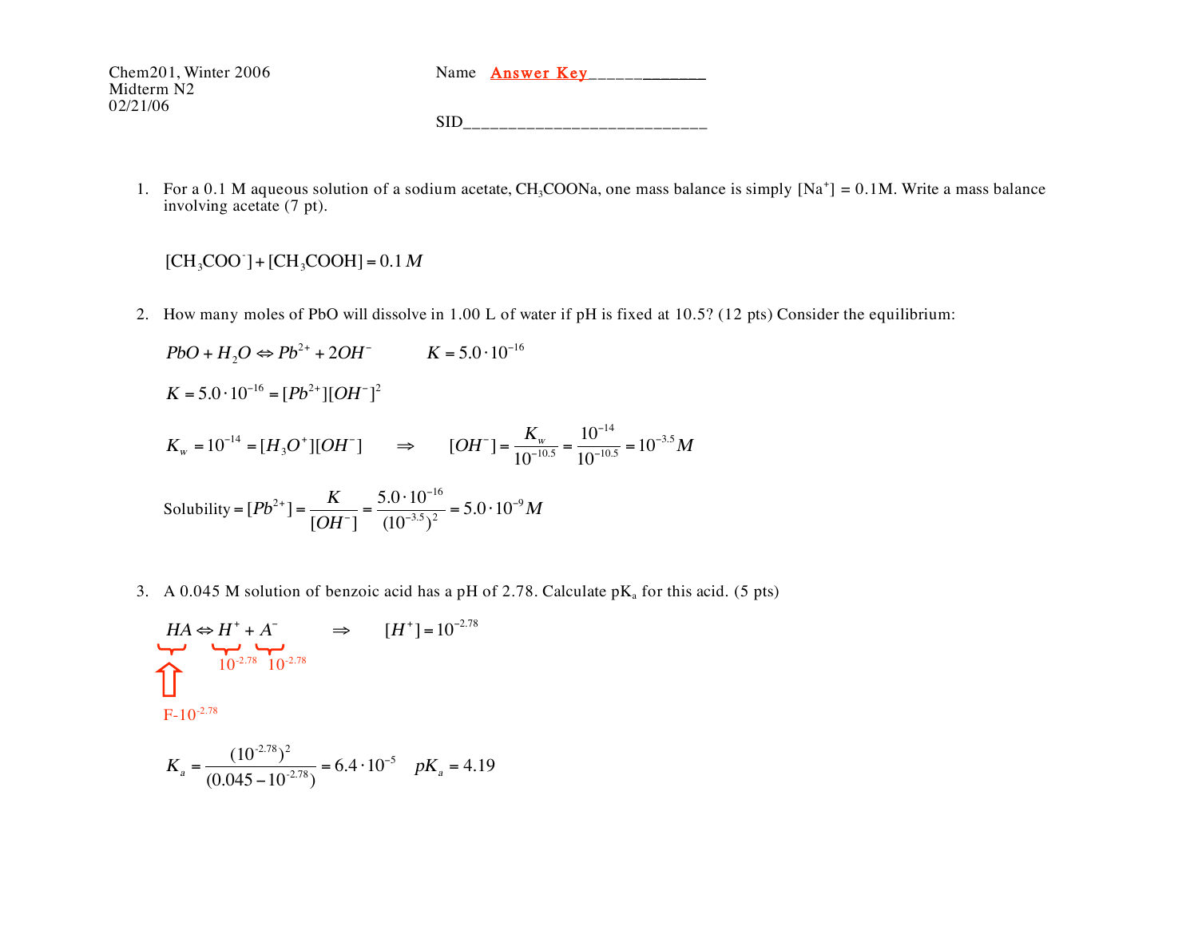Chem201, Winter 2006
Midterm N2
02/21/06

Name Answer Key______________

SID____________________________

1. For a 0.1 M aqueous solution of a sodium acetate, $CH_3COONa$, one mass balance is simply $[Na^+] = 0.1M$. Write a mass balance involving acetate (7 pt).

$$[CH_3COO^-] + [CH_3COOH] = 0.1\,M$$

2. How many moles of PbO will dissolve in 1.00 L of water if pH is fixed at 10.5? (12 pts) Consider the equilibrium:

$$PbO + H_2O \Leftrightarrow Pb^{2+} + 2OH^- \qquad K = 5.0 \cdot 10^{-16}$$

$$K = 5.0 \cdot 10^{-16} = [Pb^{2+}][OH^-]^2$$

$$K_w = 10^{-14} = [H_3O^+][OH^-] \qquad \Rightarrow \qquad [OH^-] = \frac{K_w}{10^{-10.5}} = \frac{10^{-14}}{10^{-10.5}} = 10^{-3.5}M$$

$$\text{Solubility} = [Pb^{2+}] = \frac{K}{[OH^-]} = \frac{5.0 \cdot 10^{-16}}{(10^{-3.5})^2} = 5.0 \cdot 10^{-9}M$$

3. A 0.045 M solution of benzoic acid has a pH of 2.78. Calculate $pK_a$ for this acid. (5 pts)

$$HA \Leftrightarrow H^+ + A^- \qquad \Rightarrow \qquad [H^+] = 10^{-2.78}$$

HA: $F\text{-}10^{-2.78}$; $H^+$: $10^{-2.78}$; $A^-$: $10^{-2.78}$

$$K_a = \frac{(10^{-2.78})^2}{(0.045 - 10^{-2.78})} = 6.4 \cdot 10^{-5} \qquad pK_a = 4.19$$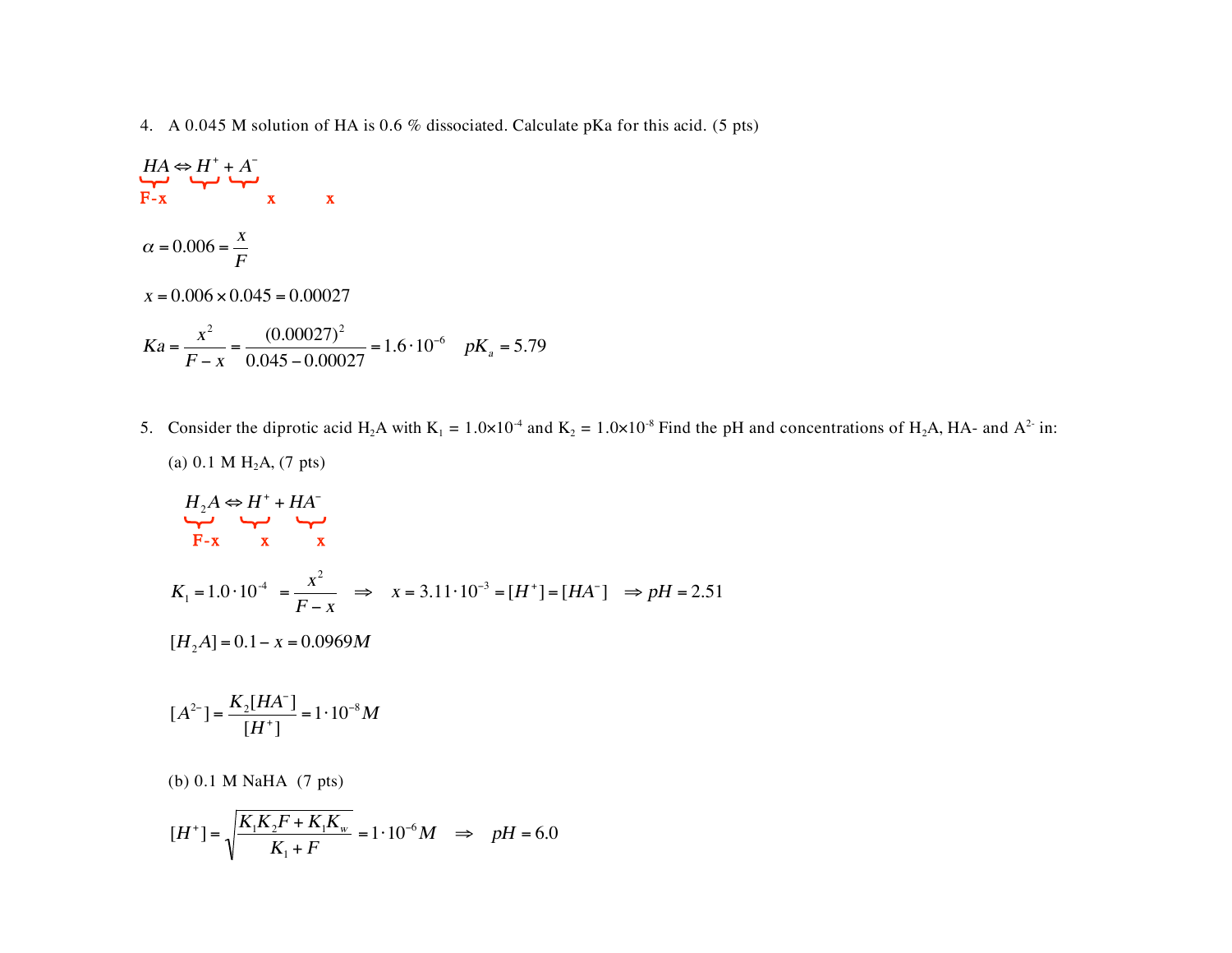4. A 0.045 M solution of HA is 0.6 % dissociated. Calculate pKa for this acid. (5 pts)

$$\underbrace{HA}_{F-x} \Leftrightarrow \underbrace{H^+}_{x} + \underbrace{A^-}_{x}$$

$$\alpha = 0.006 = \frac{x}{F}$$

$$x = 0.006 \times 0.045 = 0.00027$$

$$Ka = \frac{x^2}{F-x} = \frac{(0.00027)^2}{0.045 - 0.00027} = 1.6 \cdot 10^{-6} \quad pK_a = 5.79$$

5. Consider the diprotic acid $H_2A$ with $K_1 = 1.0 \times 10^{-4}$ and $K_2 = 1.0 \times 10^{-8}$ Find the pH and concentrations of $H_2A$, $HA^-$ and $A^{2-}$ in:

(a) 0.1 M $H_2A$, (7 pts)

$$\underbrace{H_2A}_{F-x} \Leftrightarrow \underbrace{H^+}_{x} + \underbrace{HA^-}_{x}$$

$$K_1 = 1.0 \cdot 10^{-4} = \frac{x^2}{F-x} \quad \Rightarrow \quad x = 3.11 \cdot 10^{-3} = [H^+] = [HA^-] \quad \Rightarrow pH = 2.51$$

$$[H_2A] = 0.1 - x = 0.0969M$$

$$[A^{2-}] = \frac{K_2[HA^-]}{[H^+]} = 1 \cdot 10^{-8} M$$

(b) 0.1 M NaHA (7 pts)

$$[H^+] = \sqrt{\frac{K_1K_2F + K_1K_w}{K_1 + F}} = 1 \cdot 10^{-6} M \quad \Rightarrow \quad pH = 6.0$$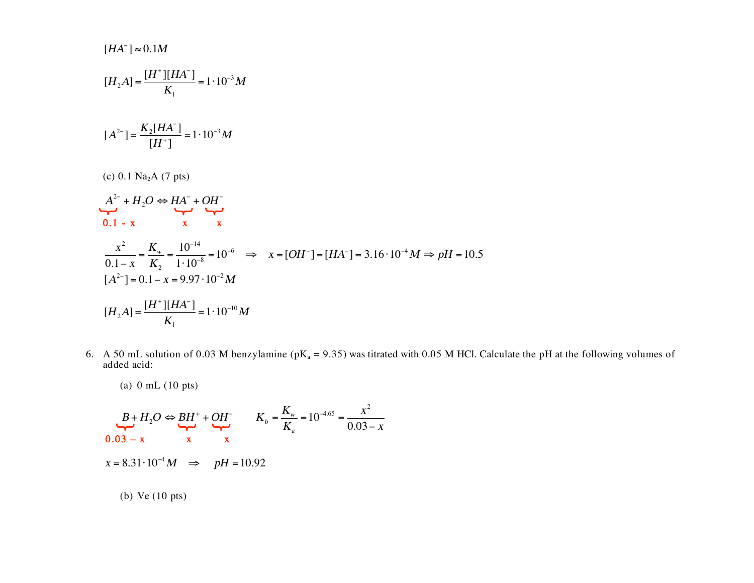$$[HA^-] \approx 0.1M$$

$$[H_2A] = \frac{[H^+][HA^-]}{K_1} = 1 \cdot 10^{-3} M$$

$$[A^{2-}] = \frac{K_2[HA^-]}{[H^+]} = 1 \cdot 10^{-3} M$$

(c) 0.1 $Na_2A$ (7 pts)

$$\underbrace{A^{2-}}_{0.1\,-\,x} + H_2O \Leftrightarrow \underbrace{HA^-}_{x} + \underbrace{OH^-}_{x}$$

$$\frac{x^2}{0.1 - x} = \frac{K_w}{K_2} = \frac{10^{-14}}{1 \cdot 10^{-8}} = 10^{-6} \quad \Rightarrow \quad x = [OH^-] = [HA^-] = 3.16 \cdot 10^{-4} M \Rightarrow pH = 10.5$$

$$[A^{2-}] = 0.1 - x = 9.97 \cdot 10^{-2} M$$

$$[H_2A] = \frac{[H^+][HA^-]}{K_1} = 1 \cdot 10^{-10} M$$

6. A 50 mL solution of 0.03 M benzylamine ($pK_a = 9.35$) was titrated with 0.05 M HCl. Calculate the pH at the following volumes of added acid:

   (a) 0 mL (10 pts)

$$\underbrace{B}_{0.03\,-\,x} + H_2O \Leftrightarrow \underbrace{BH^+}_{x} + \underbrace{OH^-}_{x} \qquad K_b = \frac{K_w}{K_a} = 10^{-4.65} = \frac{x^2}{0.03 - x}$$

$$x = 8.31 \cdot 10^{-4} M \quad \Rightarrow \quad pH = 10.92$$

   (b) Ve (10 pts)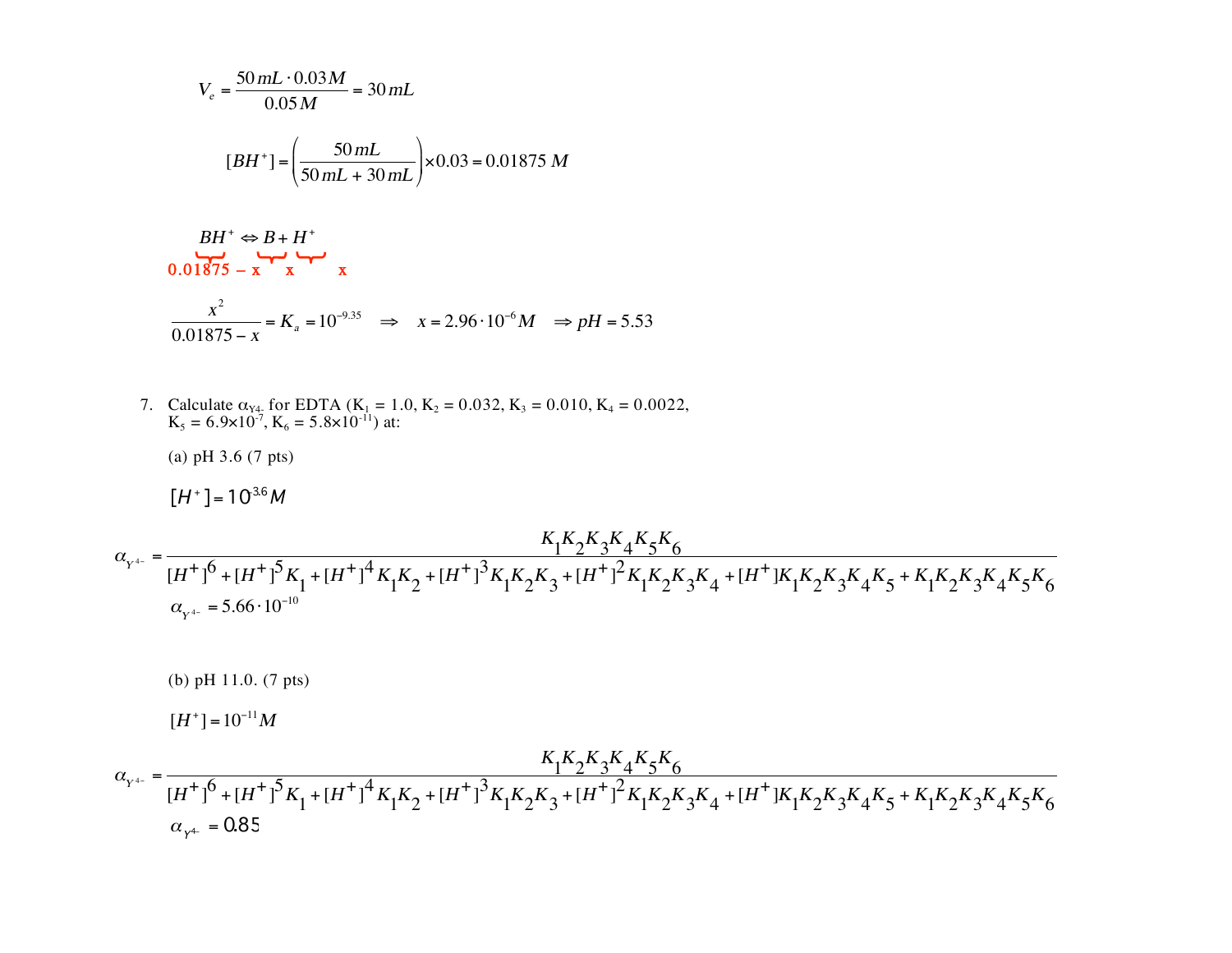$$V_e = \frac{50\,mL \cdot 0.03\,M}{0.05\,M} = 30\,mL$$

$$[BH^+] = \left(\frac{50\,mL}{50\,mL + 30\,mL}\right) \times 0.03 = 0.01875\ M$$

$$\underbrace{BH^+}_{0.01875\,-\,x} \Leftrightarrow \underbrace{B}_{x} + \underbrace{H^+}_{x}$$

$$\frac{x^2}{0.01875 - x} = K_a = 10^{-9.35} \quad \Rightarrow \quad x = 2.96 \cdot 10^{-6}\,M \quad \Rightarrow pH = 5.53$$

7. Calculate $\alpha_{Y4-}$ for EDTA ($K_1 = 1.0$, $K_2 = 0.032$, $K_3 = 0.010$, $K_4 = 0.0022$, $K_5 = 6.9\times10^{-7}$, $K_6 = 5.8\times10^{-11}$) at:

(a) pH 3.6 (7 pts)

$[H^+] = 10^{3.6}\,M$

$$\alpha_{Y^{4-}} = \frac{K_1K_2K_3K_4K_5K_6}{[H^+]^6 + [H^+]^5K_1 + [H^+]^4K_1K_2 + [H^+]^3K_1K_2K_3 + [H^+]^2K_1K_2K_3K_4 + [H^+]K_1K_2K_3K_4K_5 + K_1K_2K_3K_4K_5K_6}$$

$\alpha_{Y^{4-}} = 5.66 \cdot 10^{-10}$

(b) pH 11.0. (7 pts)

$[H^+] = 10^{-11}\,M$

$$\alpha_{Y^{4-}} = \frac{K_1K_2K_3K_4K_5K_6}{[H^+]^6 + [H^+]^5K_1 + [H^+]^4K_1K_2 + [H^+]^3K_1K_2K_3 + [H^+]^2K_1K_2K_3K_4 + [H^+]K_1K_2K_3K_4K_5 + K_1K_2K_3K_4K_5K_6}$$

$\alpha_{Y^{4-}} = 0.85$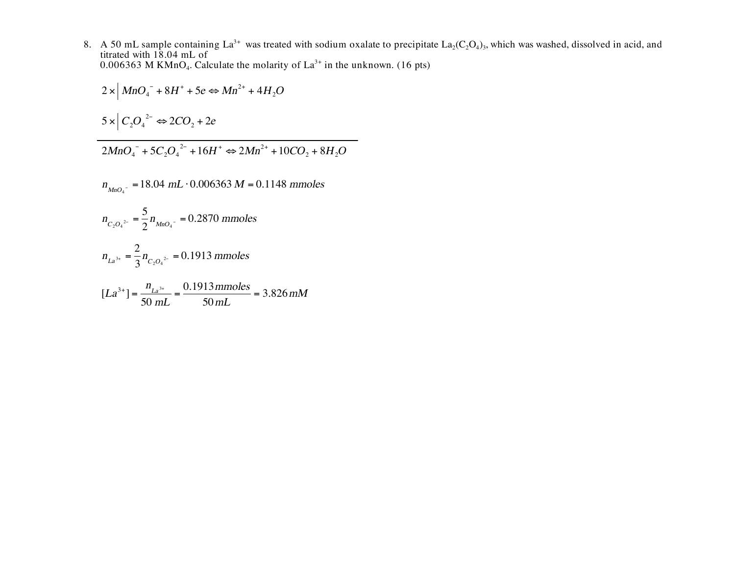8. A 50 mL sample containing $La^{3+}$ was treated with sodium oxalate to precipitate $La_2(C_2O_4)_3$, which was washed, dissolved in acid, and titrated with 18.04 mL of
0.006363 M $KMnO_4$. Calculate the molarity of $La^{3+}$ in the unknown. (16 pts)

$$2 \times \left| \; MnO_4^- + 8H^+ + 5e \Leftrightarrow Mn^{2+} + 4H_2O \right.$$

$$5 \times \left| \; C_2O_4^{2-} \Leftrightarrow 2CO_2 + 2e \right.$$

$$2MnO_4^- + 5C_2O_4^{2-} + 16H^+ \Leftrightarrow 2Mn^{2+} + 10CO_2 + 8H_2O$$

$$n_{MnO_4^-} = 18.04\ mL \cdot 0.006363\ M = 0.1148\ mmoles$$

$$n_{C_2O_4^{2-}} = \frac{5}{2} n_{MnO_4^-} = 0.2870\ mmoles$$

$$n_{La^{3+}} = \frac{2}{3} n_{C_2O_4^{2-}} = 0.1913\ mmoles$$

$$[La^{3+}] = \frac{n_{La^{3+}}}{50\ mL} = \frac{0.1913\, mmoles}{50\, mL} = 3.826\, mM$$